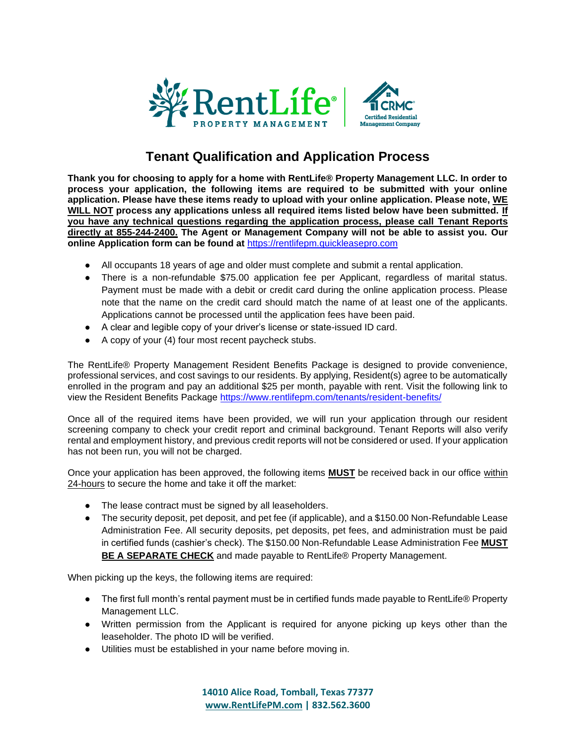# Tenant Qualification and Application Process

**Thank you for choosing to apply for a home with RentLife® Property Management LLC. In order to process your application, the following items are required to be submitted with your online application. Please have these items ready to upload with your online application. Please note, WE WILL NOT process any applications unless all required items listed below have been submitted. If you have any technical questions regarding the application process, please call Tenant Reports directly at 855-244-2400. The Agent or Management Company will not be able to assist you. Our online Application form can be found at** https://rentlifepm.quickleasepro.com

- All occupants 18 years of age and older must complete and submit a rental application.
- There is a non-refundable $75.00 application fee per Applicant, regardless of marital status. Payment must be made with a debit or credit card during the online application process. Please note that the name on the credit card should match the name of at least one of the applicants. Applications cannot be processed until the application fees have been paid.
- A clear and legible copy of your driver's license or state-issued ID card.
- A copy of your (4) four most recent paycheck stubs.

The RentLife® Property Management Resident Benefits Package is designed to provide convenience, professional services, and cost savings to our residents. By applying, Resident(s) agree to be automatically enrolled in the program and pay an additional $25 per month, payable with rent. Visit the following link to view the Resident Benefits Package https://www.rentlifepm.com/tenants/resident-benefits/

Once all of the required items have been provided, we will run your application through our resident screening company to check your credit report and criminal background. Tenant Reports will also verify rental and employment history, and previous credit reports will not be considered or used. If your application has not been run, you will not be charged.

Once your application has been approved, the following items **MUST** be received back in our office within 24-hours to secure the home and take it off the market:

- The lease contract must be signed by all leaseholders.
- The security deposit, pet deposit, and pet fee (if applicable), and a $150.00 Non-Refundable Lease Administration Fee. All security deposits, pet deposits, pet fees, and administration must be paid in certified funds (cashier's check). The $150.00 Non-Refundable Lease Administration Fee **MUST BE A SEPARATE CHECK** and made payable to RentLife® Property Management.

When picking up the keys, the following items are required:

- The first full month's rental payment must be in certified funds made payable to RentLife® Property Management LLC.
- Written permission from the Applicant is required for anyone picking up keys other than the leaseholder. The photo ID will be verified.
- Utilities must be established in your name before moving in.

**14010 Alice Road, Tomball, Texas 77377**
**www.RentLifePM.com | 832.562.3600**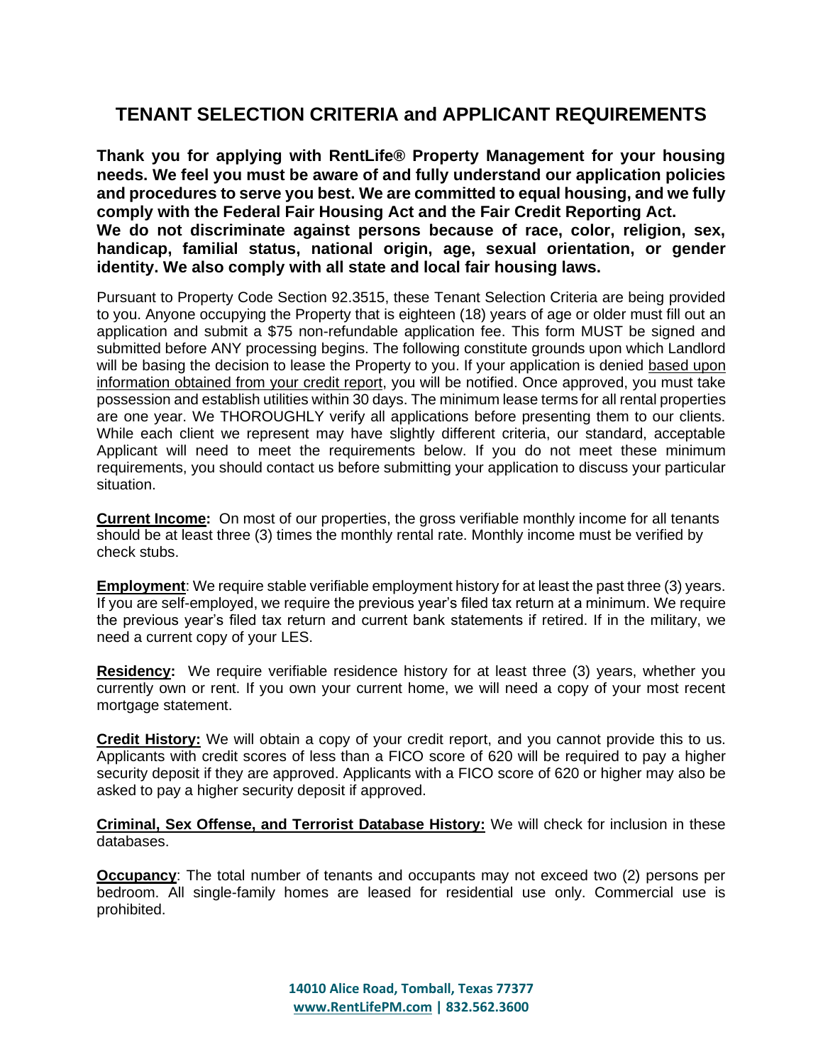# TENANT SELECTION CRITERIA and APPLICANT REQUIREMENTS

**Thank you for applying with RentLife® Property Management for your housing needs. We feel you must be aware of and fully understand our application policies and procedures to serve you best. We are committed to equal housing, and we fully comply with the Federal Fair Housing Act and the Fair Credit Reporting Act. We do not discriminate against persons because of race, color, religion, sex, handicap, familial status, national origin, age, sexual orientation, or gender identity. We also comply with all state and local fair housing laws.**

Pursuant to Property Code Section 92.3515, these Tenant Selection Criteria are being provided to you. Anyone occupying the Property that is eighteen (18) years of age or older must fill out an application and submit a $75 non-refundable application fee. This form MUST be signed and submitted before ANY processing begins. The following constitute grounds upon which Landlord will be basing the decision to lease the Property to you. If your application is denied based upon information obtained from your credit report, you will be notified. Once approved, you must take possession and establish utilities within 30 days. The minimum lease terms for all rental properties are one year. We THOROUGHLY verify all applications before presenting them to our clients. While each client we represent may have slightly different criteria, our standard, acceptable Applicant will need to meet the requirements below. If you do not meet these minimum requirements, you should contact us before submitting your application to discuss your particular situation.

**Current Income:** On most of our properties, the gross verifiable monthly income for all tenants should be at least three (3) times the monthly rental rate. Monthly income must be verified by check stubs.

**Employment**: We require stable verifiable employment history for at least the past three (3) years. If you are self-employed, we require the previous year's filed tax return at a minimum. We require the previous year's filed tax return and current bank statements if retired. If in the military, we need a current copy of your LES.

**Residency:** We require verifiable residence history for at least three (3) years, whether you currently own or rent. If you own your current home, we will need a copy of your most recent mortgage statement.

**Credit History:** We will obtain a copy of your credit report, and you cannot provide this to us. Applicants with credit scores of less than a FICO score of 620 will be required to pay a higher security deposit if they are approved. Applicants with a FICO score of 620 or higher may also be asked to pay a higher security deposit if approved.

**Criminal, Sex Offense, and Terrorist Database History:** We will check for inclusion in these databases.

**Occupancy**: The total number of tenants and occupants may not exceed two (2) persons per bedroom. All single-family homes are leased for residential use only. Commercial use is prohibited.

**14010 Alice Road, Tomball, Texas 77377**
**www.RentLifePM.com | 832.562.3600**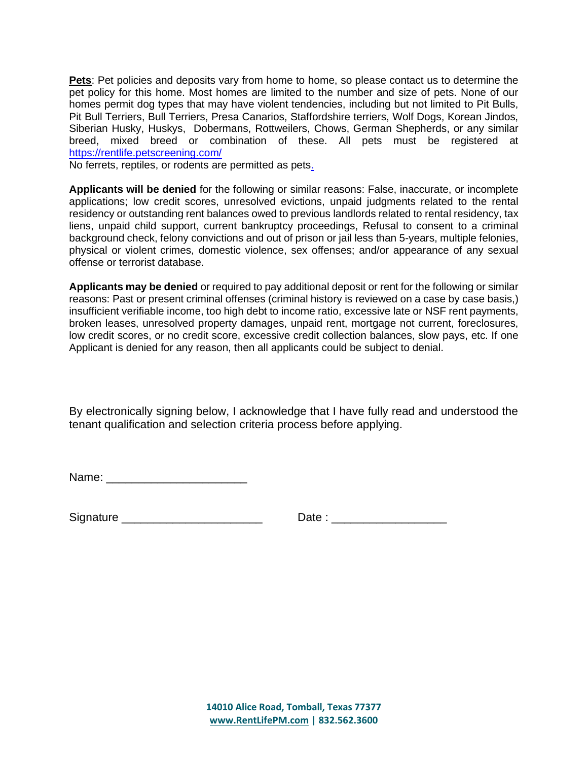**Pets**: Pet policies and deposits vary from home to home, so please contact us to determine the pet policy for this home. Most homes are limited to the number and size of pets. None of our homes permit dog types that may have violent tendencies, including but not limited to Pit Bulls, Pit Bull Terriers, Bull Terriers, Presa Canarios, Staffordshire terriers, Wolf Dogs, Korean Jindos, Siberian Husky, Huskys, Dobermans, Rottweilers, Chows, German Shepherds, or any similar breed, mixed breed or combination of these. All pets must be registered at https://rentlife.petscreening.com/
No ferrets, reptiles, or rodents are permitted as pets.

**Applicants will be denied** for the following or similar reasons: False, inaccurate, or incomplete applications; low credit scores, unresolved evictions, unpaid judgments related to the rental residency or outstanding rent balances owed to previous landlords related to rental residency, tax liens, unpaid child support, current bankruptcy proceedings, Refusal to consent to a criminal background check, felony convictions and out of prison or jail less than 5-years, multiple felonies, physical or violent crimes, domestic violence, sex offenses; and/or appearance of any sexual offense or terrorist database.

**Applicants may be denied** or required to pay additional deposit or rent for the following or similar reasons: Past or present criminal offenses (criminal history is reviewed on a case by case basis,) insufficient verifiable income, too high debt to income ratio, excessive late or NSF rent payments, broken leases, unresolved property damages, unpaid rent, mortgage not current, foreclosures, low credit scores, or no credit score, excessive credit collection balances, slow pays, etc. If one Applicant is denied for any reason, then all applicants could be subject to denial.

By electronically signing below, I acknowledge that I have fully read and understood the tenant qualification and selection criteria process before applying.

Name: _____________________

Signature _____________________ Date : _________________

**14010 Alice Road, Tomball, Texas 77377**
**www.RentLifePM.com | 832.562.3600**